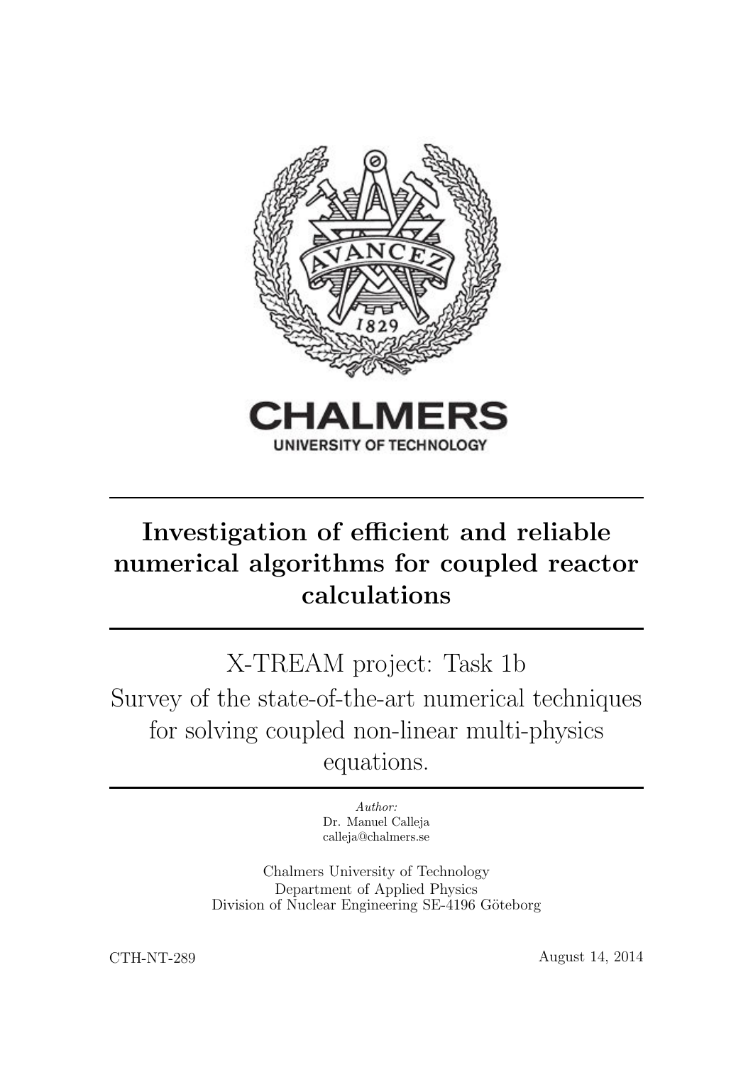CHALMERS

UNIVERSITY OF TECHNOLOGY

# Investigation of efficient and reliable numerical algorithms for coupled reactor calculations

## X-TREAM project: Task 1b
## Survey of the state-of-the-art numerical techniques for solving coupled non-linear multi-physics equations.

*Author:*
Dr. Manuel Calleja
calleja@chalmers.se

Chalmers University of Technology
Department of Applied Physics
Division of Nuclear Engineering SE-4196 Göteborg

CTH-NT-289

August 14, 2014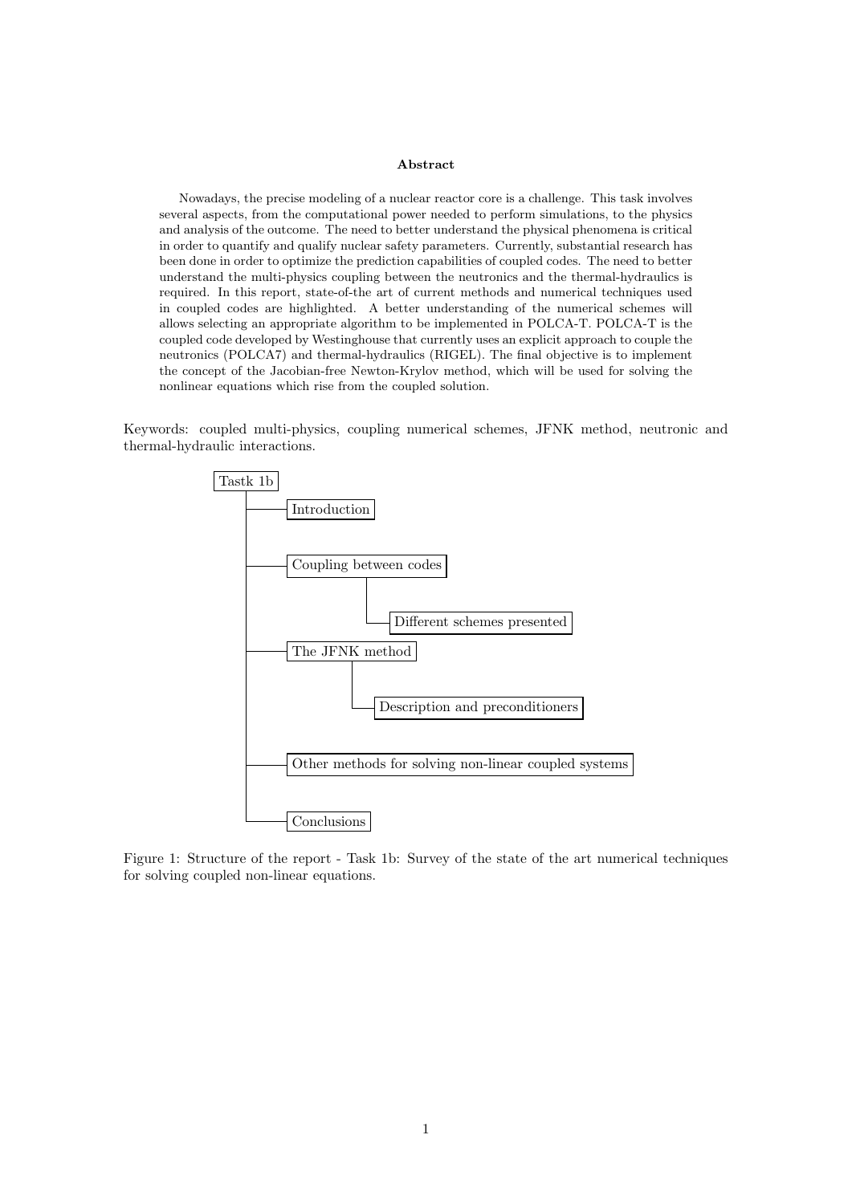**Abstract**

Nowadays, the precise modeling of a nuclear reactor core is a challenge. This task involves several aspects, from the computational power needed to perform simulations, to the physics and analysis of the outcome. The need to better understand the physical phenomena is critical in order to quantify and qualify nuclear safety parameters. Currently, substantial research has been done in order to optimize the prediction capabilities of coupled codes. The need to better understand the multi-physics coupling between the neutronics and the thermal-hydraulics is required. In this report, state-of-the art of current methods and numerical techniques used in coupled codes are highlighted. A better understanding of the numerical schemes will allows selecting an appropriate algorithm to be implemented in POLCA-T. POLCA-T is the coupled code developed by Westinghouse that currently uses an explicit approach to couple the neutronics (POLCA7) and thermal-hydraulics (RIGEL). The final objective is to implement the concept of the Jacobian-free Newton-Krylov method, which will be used for solving the nonlinear equations which rise from the coupled solution.

Keywords: coupled multi-physics, coupling numerical schemes, JFNK method, neutronic and thermal-hydraulic interactions.

- Tastk 1b
  - Introduction
  - Coupling between codes
    - Different schemes presented
  - The JFNK method
    - Description and preconditioners
  - Other methods for solving non-linear coupled systems
  - Conclusions

Figure 1: Structure of the report - Task 1b: Survey of the state of the art numerical techniques for solving coupled non-linear equations.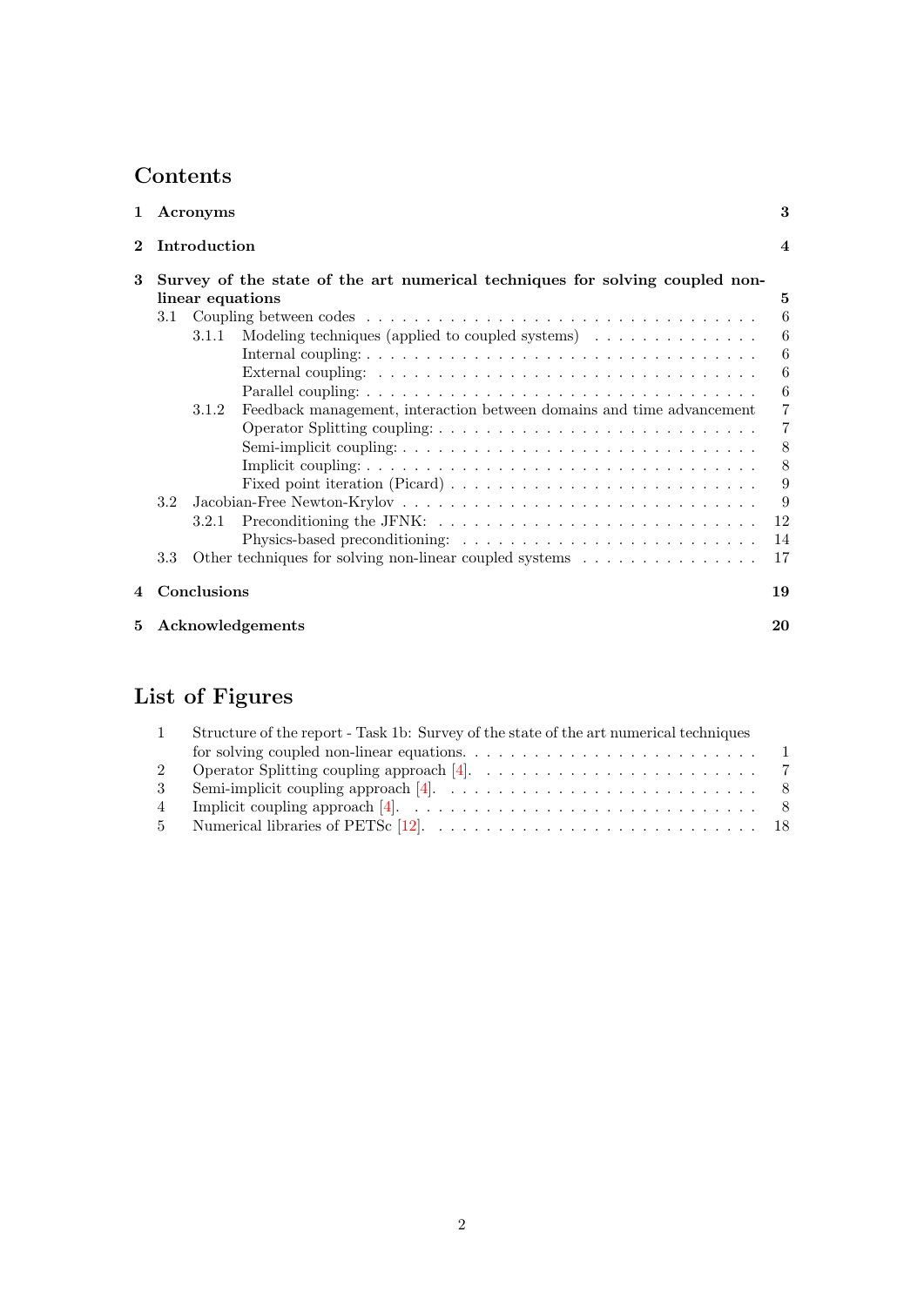# Contents

| | | |
|---|---|---|
| **1** | **Acronyms** | **3** |
| **2** | **Introduction** | **4** |
| **3** | **Survey of the state of the art numerical techniques for solving coupled non-linear equations** | **5** |
| 3.1 | Coupling between codes | 6 |
| 3.1.1 | Modeling techniques (applied to coupled systems) | 6 |
| | Internal coupling: | 6 |
| | External coupling: | 6 |
| | Parallel coupling: | 6 |
| 3.1.2 | Feedback management, interaction between domains and time advancement | 7 |
| | Operator Splitting coupling: | 7 |
| | Semi-implicit coupling: | 8 |
| | Implicit coupling: | 8 |
| | Fixed point iteration (Picard) | 9 |
| 3.2 | Jacobian-Free Newton-Krylov | 9 |
| 3.2.1 | Preconditioning the JFNK: | 12 |
| | Physics-based preconditioning: | 14 |
| 3.3 | Other techniques for solving non-linear coupled systems | 17 |
| **4** | **Conclusions** | **19** |
| **5** | **Acknowledgements** | **20** |

# List of Figures

| | | |
|---|---|---|
| 1 | Structure of the report - Task 1b: Survey of the state of the art numerical techniques for solving coupled non-linear equations. | 1 |
| 2 | Operator Splitting coupling approach [4]. | 7 |
| 3 | Semi-implicit coupling approach [4]. | 8 |
| 4 | Implicit coupling approach [4]. | 8 |
| 5 | Numerical libraries of PETSc [12]. | 18 |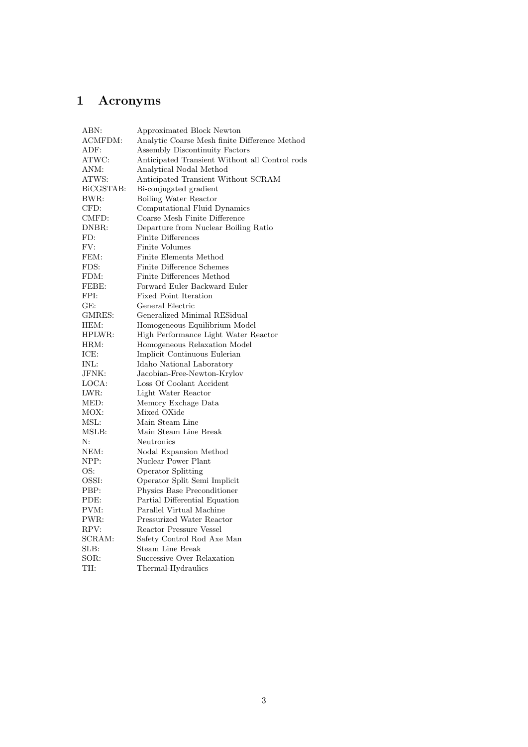# 1 Acronyms

| | |
|---|---|
| ABN: | Approximated Block Newton |
| ACMFDM: | Analytic Coarse Mesh finite Difference Method |
| ADF: | Assembly Discontinuity Factors |
| ATWC: | Anticipated Transient Without all Control rods |
| ANM: | Analytical Nodal Method |
| ATWS: | Anticipated Transient Without SCRAM |
| BiCGSTAB: | Bi-conjugated gradient |
| BWR: | Boiling Water Reactor |
| CFD: | Computational Fluid Dynamics |
| CMFD: | Coarse Mesh Finite Difference |
| DNBR: | Departure from Nuclear Boiling Ratio |
| FD: | Finite Differences |
| FV: | Finite Volumes |
| FEM: | Finite Elements Method |
| FDS: | Finite Difference Schemes |
| FDM: | Finite Differences Method |
| FEBE: | Forward Euler Backward Euler |
| FPI: | Fixed Point Iteration |
| GE: | General Electric |
| GMRES: | Generalized Minimal RESidual |
| HEM: | Homogeneous Equilibrium Model |
| HPLWR: | High Performance Light Water Reactor |
| HRM: | Homogeneous Relaxation Model |
| ICE: | Implicit Continuous Eulerian |
| INL: | Idaho National Laboratory |
| JFNK: | Jacobian-Free-Newton-Krylov |
| LOCA: | Loss Of Coolant Accident |
| LWR: | Light Water Reactor |
| MED: | Memory Exchage Data |
| MOX: | Mixed OXide |
| MSL: | Main Steam Line |
| MSLB: | Main Steam Line Break |
| N: | Neutronics |
| NEM: | Nodal Expansion Method |
| NPP: | Nuclear Power Plant |
| OS: | Operator Splitting |
| OSSI: | Operator Split Semi Implicit |
| PBP: | Physics Base Preconditioner |
| PDE: | Partial Differential Equation |
| PVM: | Parallel Virtual Machine |
| PWR: | Pressurized Water Reactor |
| RPV: | Reactor Pressure Vessel |
| SCRAM: | Safety Control Rod Axe Man |
| SLB: | Steam Line Break |
| SOR: | Successive Over Relaxation |
| TH: | Thermal-Hydraulics |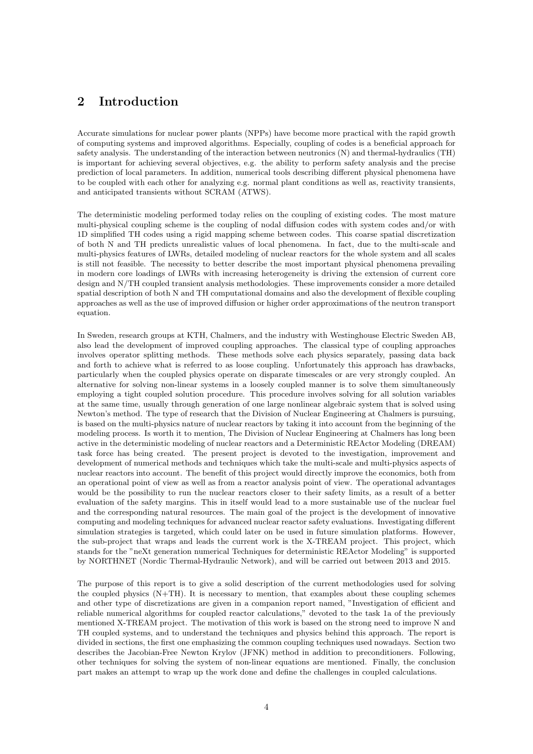## 2 Introduction

Accurate simulations for nuclear power plants (NPPs) have become more practical with the rapid growth of computing systems and improved algorithms. Especially, coupling of codes is a beneficial approach for safety analysis. The understanding of the interaction between neutronics (N) and thermal-hydraulics (TH) is important for achieving several objectives, e.g. the ability to perform safety analysis and the precise prediction of local parameters. In addition, numerical tools describing different physical phenomena have to be coupled with each other for analyzing e.g. normal plant conditions as well as, reactivity transients, and anticipated transients without SCRAM (ATWS).

The deterministic modeling performed today relies on the coupling of existing codes. The most mature multi-physical coupling scheme is the coupling of nodal diffusion codes with system codes and/or with 1D simplified TH codes using a rigid mapping scheme between codes. This coarse spatial discretization of both N and TH predicts unrealistic values of local phenomena. In fact, due to the multi-scale and multi-physics features of LWRs, detailed modeling of nuclear reactors for the whole system and all scales is still not feasible. The necessity to better describe the most important physical phenomena prevailing in modern core loadings of LWRs with increasing heterogeneity is driving the extension of current core design and N/TH coupled transient analysis methodologies. These improvements consider a more detailed spatial description of both N and TH computational domains and also the development of flexible coupling approaches as well as the use of improved diffusion or higher order approximations of the neutron transport equation.

In Sweden, research groups at KTH, Chalmers, and the industry with Westinghouse Electric Sweden AB, also lead the development of improved coupling approaches. The classical type of coupling approaches involves operator splitting methods. These methods solve each physics separately, passing data back and forth to achieve what is referred to as loose coupling. Unfortunately this approach has drawbacks, particularly when the coupled physics operate on disparate timescales or are very strongly coupled. An alternative for solving non-linear systems in a loosely coupled manner is to solve them simultaneously employing a tight coupled solution procedure. This procedure involves solving for all solution variables at the same time, usually through generation of one large nonlinear algebraic system that is solved using Newton's method. The type of research that the Division of Nuclear Engineering at Chalmers is pursuing, is based on the multi-physics nature of nuclear reactors by taking it into account from the beginning of the modeling process. Is worth it to mention, The Division of Nuclear Engineering at Chalmers has long been active in the deterministic modeling of nuclear reactors and a Deterministic REActor Modeling (DREAM) task force has being created. The present project is devoted to the investigation, improvement and development of numerical methods and techniques which take the multi-scale and multi-physics aspects of nuclear reactors into account. The benefit of this project would directly improve the economics, both from an operational point of view as well as from a reactor analysis point of view. The operational advantages would be the possibility to run the nuclear reactors closer to their safety limits, as a result of a better evaluation of the safety margins. This in itself would lead to a more sustainable use of the nuclear fuel and the corresponding natural resources. The main goal of the project is the development of innovative computing and modeling techniques for advanced nuclear reactor safety evaluations. Investigating different simulation strategies is targeted, which could later on be used in future simulation platforms. However, the sub-project that wraps and leads the current work is the X-TREAM project. This project, which stands for the "neXt generation numerical Techniques for deterministic REActor Modeling" is supported by NORTHNET (Nordic Thermal-Hydraulic Network), and will be carried out between 2013 and 2015.

The purpose of this report is to give a solid description of the current methodologies used for solving the coupled physics (N+TH). It is necessary to mention, that examples about these coupling schemes and other type of discretizations are given in a companion report named, "Investigation of efficient and reliable numerical algorithms for coupled reactor calculations," devoted to the task 1a of the previously mentioned X-TREAM project. The motivation of this work is based on the strong need to improve N and TH coupled systems, and to understand the techniques and physics behind this approach. The report is divided in sections, the first one emphasizing the common coupling techniques used nowadays. Section two describes the Jacobian-Free Newton Krylov (JFNK) method in addition to preconditioners. Following, other techniques for solving the system of non-linear equations are mentioned. Finally, the conclusion part makes an attempt to wrap up the work done and define the challenges in coupled calculations.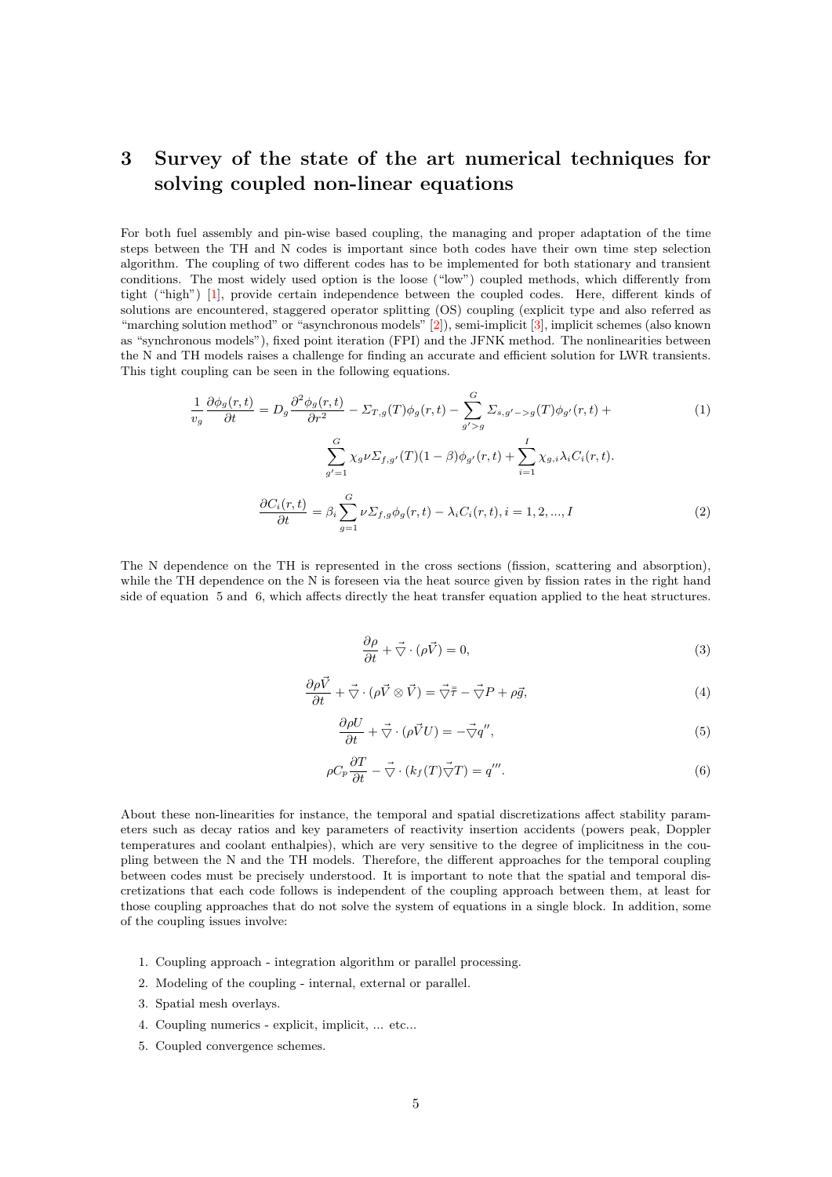# 3 Survey of the state of the art numerical techniques for solving coupled non-linear equations

For both fuel assembly and pin-wise based coupling, the managing and proper adaptation of the time steps between the TH and N codes is important since both codes have their own time step selection algorithm. The coupling of two different codes has to be implemented for both stationary and transient conditions. The most widely used option is the loose ("low") coupled methods, which differently from tight ("high") [1], provide certain independence between the coupled codes. Here, different kinds of solutions are encountered, staggered operator splitting (OS) coupling (explicit type and also referred as "marching solution method" or "asynchronous models" [2]), semi-implicit [3], implicit schemes (also known as "synchronous models"), fixed point iteration (FPI) and the JFNK method. The nonlinearities between the N and TH models raises a challenge for finding an accurate and efficient solution for LWR transients. This tight coupling can be seen in the following equations.

$$\frac{1}{v_g}\frac{\partial \phi_g(r,t)}{\partial t} = D_g\frac{\partial^2 \phi_g(r,t)}{\partial r^2} - \Sigma_{T,g}(T)\phi_g(r,t) - \sum_{g'>g}^{G}\Sigma_{s,g'->g}(T)\phi_{g'}(r,t) + \sum_{g'=1}^{G}\chi_g \nu \Sigma_{f,g'}(T)(1-\beta)\phi_{g'}(r,t) + \sum_{i=1}^{I}\chi_{g,i}\lambda_i C_i(r,t). \tag{1}$$

$$\frac{\partial C_i(r,t)}{\partial t} = \beta_i \sum_{g=1}^{G}\nu\Sigma_{f,g}\phi_g(r,t) - \lambda_i C_i(r,t), i = 1,2,...,I \tag{2}$$

The N dependence on the TH is represented in the cross sections (fission, scattering and absorption), while the TH dependence on the N is foreseen via the heat source given by fission rates in the right hand side of equation 5 and 6, which affects directly the heat transfer equation applied to the heat structures.

$$\frac{\partial \rho}{\partial t} + \vec{\bigtriangledown}\cdot(\rho\vec{V}) = 0, \tag{3}$$

$$\frac{\partial \rho\vec{V}}{\partial t} + \vec{\bigtriangledown}\cdot(\rho\vec{V}\otimes\vec{V}) = \vec{\bigtriangledown}\bar{\bar{\tau}} - \vec{\bigtriangledown}P + \rho\vec{g}, \tag{4}$$

$$\frac{\partial \rho U}{\partial t} + \vec{\bigtriangledown}\cdot(\rho\vec{V}U) = -\vec{\bigtriangledown}q'', \tag{5}$$

$$\rho C_p\frac{\partial T}{\partial t} - \vec{\bigtriangledown}\cdot(k_f(T)\vec{\bigtriangledown}T) = q'''. \tag{6}$$

About these non-linearities for instance, the temporal and spatial discretizations affect stability parameters such as decay ratios and key parameters of reactivity insertion accidents (powers peak, Doppler temperatures and coolant enthalpies), which are very sensitive to the degree of implicitness in the coupling between the N and the TH models. Therefore, the different approaches for the temporal coupling between codes must be precisely understood. It is important to note that the spatial and temporal discretizations that each code follows is independent of the coupling approach between them, at least for those coupling approaches that do not solve the system of equations in a single block. In addition, some of the coupling issues involve:

1. Coupling approach - integration algorithm or parallel processing.
2. Modeling of the coupling - internal, external or parallel.
3. Spatial mesh overlays.
4. Coupling numerics - explicit, implicit, ... etc...
5. Coupled convergence schemes.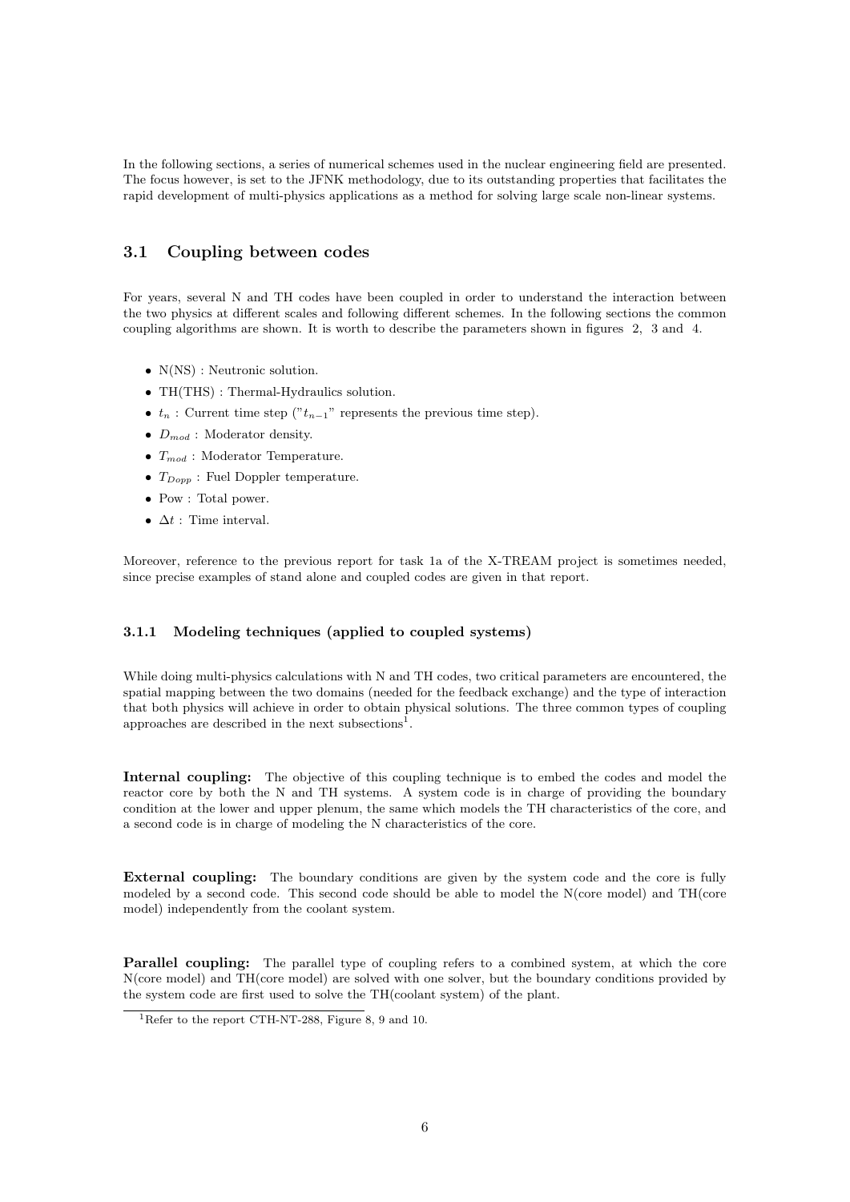In the following sections, a series of numerical schemes used in the nuclear engineering field are presented. The focus however, is set to the JFNK methodology, due to its outstanding properties that facilitates the rapid development of multi-physics applications as a method for solving large scale non-linear systems.

## 3.1 Coupling between codes

For years, several N and TH codes have been coupled in order to understand the interaction between the two physics at different scales and following different schemes. In the following sections the common coupling algorithms are shown. It is worth to describe the parameters shown in figures 2, 3 and 4.

- N(NS) : Neutronic solution.
- TH(THS) : Thermal-Hydraulics solution.
- $t_n$ : Current time step ("$t_{n-1}$" represents the previous time step).
- $D_{mod}$ : Moderator density.
- $T_{mod}$ : Moderator Temperature.
- $T_{Dopp}$ : Fuel Doppler temperature.
- Pow : Total power.
- $\Delta t$ : Time interval.

Moreover, reference to the previous report for task 1a of the X-TREAM project is sometimes needed, since precise examples of stand alone and coupled codes are given in that report.

### 3.1.1 Modeling techniques (applied to coupled systems)

While doing multi-physics calculations with N and TH codes, two critical parameters are encountered, the spatial mapping between the two domains (needed for the feedback exchange) and the type of interaction that both physics will achieve in order to obtain physical solutions. The three common types of coupling approaches are described in the next subsections[1].

**Internal coupling:** The objective of this coupling technique is to embed the codes and model the reactor core by both the N and TH systems. A system code is in charge of providing the boundary condition at the lower and upper plenum, the same which models the TH characteristics of the core, and a second code is in charge of modeling the N characteristics of the core.

**External coupling:** The boundary conditions are given by the system code and the core is fully modeled by a second code. This second code should be able to model the N(core model) and TH(core model) independently from the coolant system.

**Parallel coupling:** The parallel type of coupling refers to a combined system, at which the core N(core model) and TH(core model) are solved with one solver, but the boundary conditions provided by the system code are first used to solve the TH(coolant system) of the plant.

[1] Refer to the report CTH-NT-288, Figure 8, 9 and 10.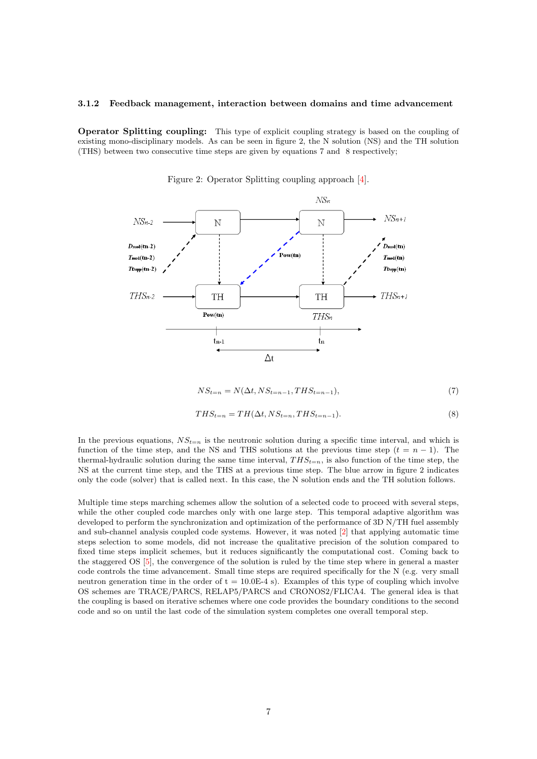### 3.1.2 Feedback management, interaction between domains and time advancement

**Operator Splitting coupling:** This type of explicit coupling strategy is based on the coupling of existing mono-disciplinary models. As can be seen in figure 2, the N solution (NS) and the TH solution (THS) between two consecutive time steps are given by equations 7 and 8 respectively;

Figure 2: Operator Splitting coupling approach [4].

$$NS_{t=n} = N(\Delta t, NS_{t=n-1}, THS_{t=n-1}), \tag{7}$$

$$THS_{t=n} = TH(\Delta t, NS_{t=n}, THS_{t=n-1}). \tag{8}$$

In the previous equations, $NS_{t=n}$ is the neutronic solution during a specific time interval, and which is function of the time step, and the NS and THS solutions at the previous time step ($t = n - 1$). The thermal-hydraulic solution during the same time interval, $THS_{t=n}$, is also function of the time step, the NS at the current time step, and the THS at a previous time step. The blue arrow in figure 2 indicates only the code (solver) that is called next. In this case, the N solution ends and the TH solution follows.

Multiple time steps marching schemes allow the solution of a selected code to proceed with several steps, while the other coupled code marches only with one large step. This temporal adaptive algorithm was developed to perform the synchronization and optimization of the performance of 3D N/TH fuel assembly and sub-channel analysis coupled code systems. However, it was noted [2] that applying automatic time steps selection to some models, did not increase the qualitative precision of the solution compared to fixed time steps implicit schemes, but it reduces significantly the computational cost. Coming back to the staggered OS [5], the convergence of the solution is ruled by the time step where in general a master code controls the time advancement. Small time steps are required specifically for the N (e.g. very small neutron generation time in the order of t = 10.0E-4 s). Examples of this type of coupling which involve OS schemes are TRACE/PARCS, RELAP5/PARCS and CRONOS2/FLICA4. The general idea is that the coupling is based on iterative schemes where one code provides the boundary conditions to the second code and so on until the last code of the simulation system completes one overall temporal step.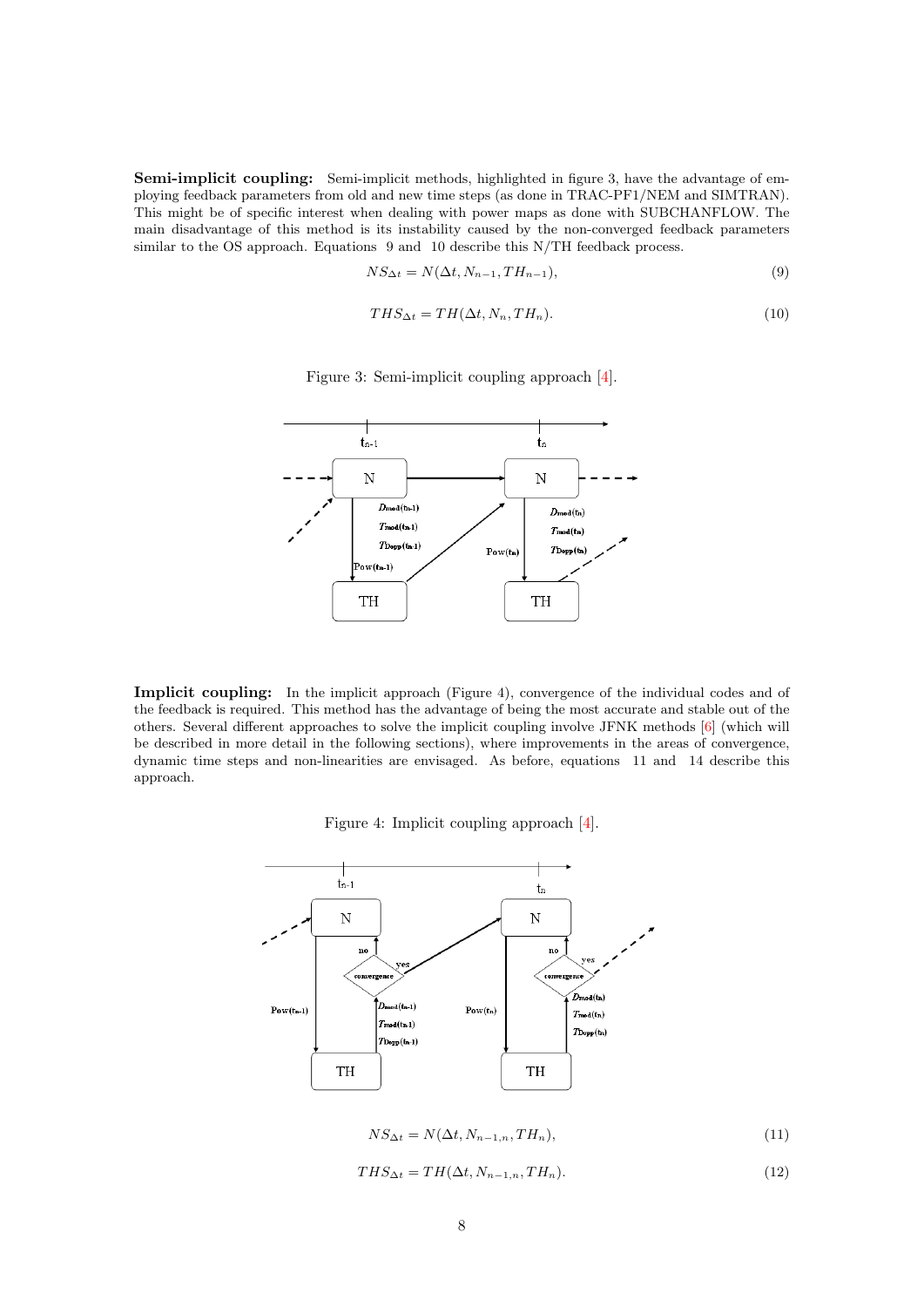**Semi-implicit coupling:** Semi-implicit methods, highlighted in figure 3, have the advantage of employing feedback parameters from old and new time steps (as done in TRAC-PF1/NEM and SIMTRAN). This might be of specific interest when dealing with power maps as done with SUBCHANFLOW. The main disadvantage of this method is its instability caused by the non-converged feedback parameters similar to the OS approach. Equations 9 and 10 describe this N/TH feedback process.

$$NS_{\Delta t} = N(\Delta t, N_{n-1}, TH_{n-1}), \tag{9}$$

$$THS_{\Delta t} = TH(\Delta t, N_n, TH_n). \tag{10}$$

Figure 3: Semi-implicit coupling approach [4].

**Implicit coupling:** In the implicit approach (Figure 4), convergence of the individual codes and of the feedback is required. This method has the advantage of being the most accurate and stable out of the others. Several different approaches to solve the implicit coupling involve JFNK methods [6] (which will be described in more detail in the following sections), where improvements in the areas of convergence, dynamic time steps and non-linearities are envisaged. As before, equations 11 and 14 describe this approach.

Figure 4: Implicit coupling approach [4].

$$NS_{\Delta t} = N(\Delta t, N_{n-1,n}, TH_n), \tag{11}$$

$$THS_{\Delta t} = TH(\Delta t, N_{n-1,n}, TH_n). \tag{12}$$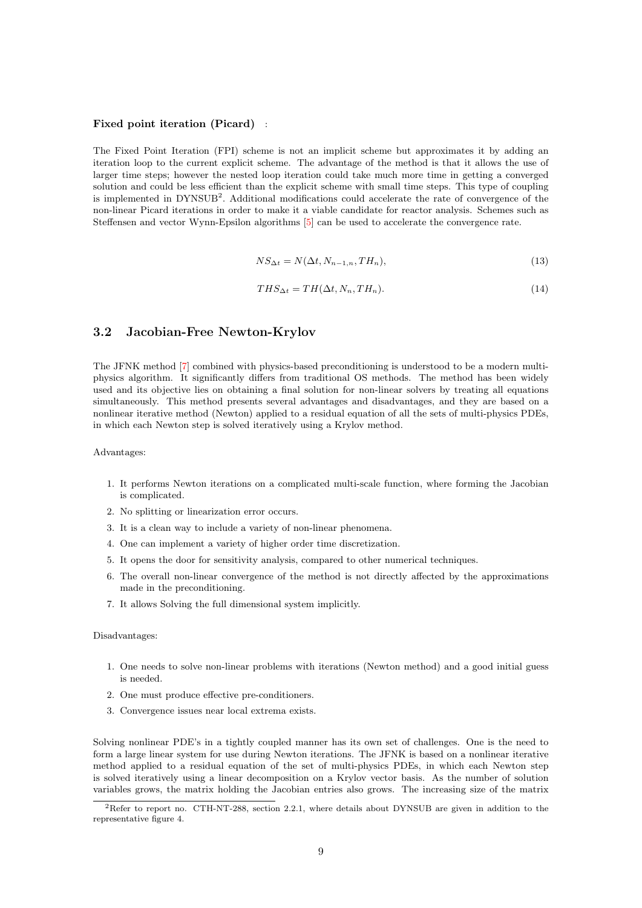**Fixed point iteration (Picard)** :

The Fixed Point Iteration (FPI) scheme is not an implicit scheme but approximates it by adding an iteration loop to the current explicit scheme. The advantage of the method is that it allows the use of larger time steps; however the nested loop iteration could take much more time in getting a converged solution and could be less efficient than the explicit scheme with small time steps. This type of coupling is implemented in DYNSUB[2]. Additional modifications could accelerate the rate of convergence of the non-linear Picard iterations in order to make it a viable candidate for reactor analysis. Schemes such as Steffensen and vector Wynn-Epsilon algorithms [5] can be used to accelerate the convergence rate.

$$NS_{\Delta t} = N(\Delta t, N_{n-1,n}, TH_n), \tag{13}$$

$$THS_{\Delta t} = TH(\Delta t, N_n, TH_n). \tag{14}$$

## 3.2 Jacobian-Free Newton-Krylov

The JFNK method [7] combined with physics-based preconditioning is understood to be a modern multi-physics algorithm. It significantly differs from traditional OS methods. The method has been widely used and its objective lies on obtaining a final solution for non-linear solvers by treating all equations simultaneously. This method presents several advantages and disadvantages, and they are based on a nonlinear iterative method (Newton) applied to a residual equation of all the sets of multi-physics PDEs, in which each Newton step is solved iteratively using a Krylov method.

Advantages:

1. It performs Newton iterations on a complicated multi-scale function, where forming the Jacobian is complicated.
2. No splitting or linearization error occurs.
3. It is a clean way to include a variety of non-linear phenomena.
4. One can implement a variety of higher order time discretization.
5. It opens the door for sensitivity analysis, compared to other numerical techniques.
6. The overall non-linear convergence of the method is not directly affected by the approximations made in the preconditioning.
7. It allows Solving the full dimensional system implicitly.

Disadvantages:

1. One needs to solve non-linear problems with iterations (Newton method) and a good initial guess is needed.
2. One must produce effective pre-conditioners.
3. Convergence issues near local extrema exists.

Solving nonlinear PDE's in a tightly coupled manner has its own set of challenges. One is the need to form a large linear system for use during Newton iterations. The JFNK is based on a nonlinear iterative method applied to a residual equation of the set of multi-physics PDEs, in which each Newton step is solved iteratively using a linear decomposition on a Krylov vector basis. As the number of solution variables grows, the matrix holding the Jacobian entries also grows. The increasing size of the matrix

[2] Refer to report no. CTH-NT-288, section 2.2.1, where details about DYNSUB are given in addition to the representative figure 4.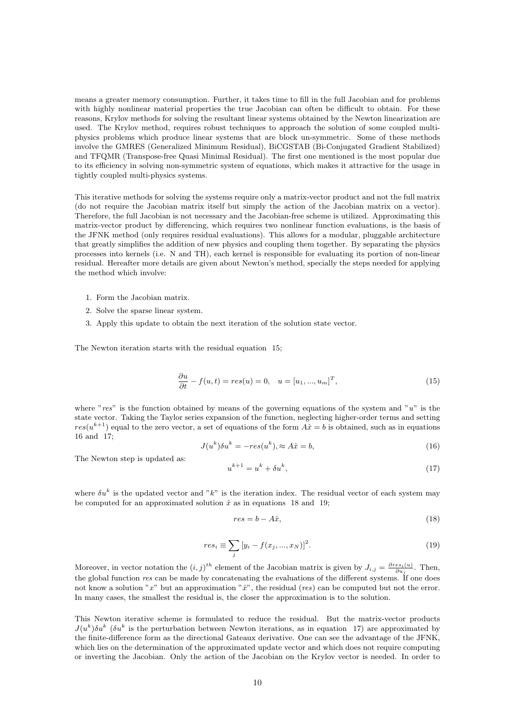means a greater memory consumption. Further, it takes time to fill in the full Jacobian and for problems with highly nonlinear material properties the true Jacobian can often be difficult to obtain. For these reasons, Krylov methods for solving the resultant linear systems obtained by the Newton linearization are used. The Krylov method, requires robust techniques to approach the solution of some coupled multi-physics problems which produce linear systems that are block un-symmetric. Some of these methods involve the GMRES (Generalized Minimum Residual), BiCGSTAB (Bi-Conjugated Gradient Stabilized) and TFQMR (Transpose-free Quasi Minimal Residual). The first one mentioned is the most popular due to its efficiency in solving non-symmetric system of equations, which makes it attractive for the usage in tightly coupled multi-physics systems.

This iterative methods for solving the systems require only a matrix-vector product and not the full matrix (do not require the Jacobian matrix itself but simply the action of the Jacobian matrix on a vector). Therefore, the full Jacobian is not necessary and the Jacobian-free scheme is utilized. Approximating this matrix-vector product by differencing, which requires two nonlinear function evaluations, is the basis of the JFNK method (only requires residual evaluations). This allows for a modular, pluggable architecture that greatly simplifies the addition of new physics and coupling them together. By separating the physics processes into kernels (i.e. N and TH), each kernel is responsible for evaluating its portion of non-linear residual. Hereafter more details are given about Newton's method, specially the steps needed for applying the method which involve:

1. Form the Jacobian matrix.
2. Solve the sparse linear system.
3. Apply this update to obtain the next iteration of the solution state vector.

The Newton iteration starts with the residual equation 15;

$$\frac{\partial u}{\partial t} - f(u,t) = res(u) = 0, \quad u = [u_1, ..., u_m]^T, \tag{15}$$

where "$res$" is the function obtained by means of the governing equations of the system and "$u$" is the state vector. Taking the Taylor series expansion of the function, neglecting higher-order terms and setting $res(u^{k+1})$ equal to the zero vector, a set of equations of the form $A\hat{x} = b$ is obtained, such as in equations 16 and 17;

$$J(u^k)\delta u^k = -res(u^k), \approx A\hat{x} = b, \tag{16}$$

The Newton step is updated as:

$$u^{k+1} = u^k + \delta u^k, \tag{17}$$

where $\delta u^k$ is the updated vector and "$k$" is the iteration index. The residual vector of each system may be computed for an approximated solution $\hat{x}$ as in equations 18 and 19;

$$res = b - A\hat{x}, \tag{18}$$

$$res_i \equiv \sum_j [y_i - f(x_j, ..., x_N)]^2. \tag{19}$$

Moreover, in vector notation the $(i,j)^{th}$ element of the Jacobian matrix is given by $J_{i,j} = \frac{\partial res_i(u)}{\partial u_j}$. Then, the global function $res$ can be made by concatenating the evaluations of the different systems. If one does not know a solution "$x$" but an approximation "$\hat{x}$", the residual ($res$) can be computed but not the error. In many cases, the smallest the residual is, the closer the approximation is to the solution.

This Newton iterative scheme is formulated to reduce the residual. But the matrix-vector products $J(u^k)\delta u^k$ ($\delta u^k$ is the perturbation between Newton iterations, as in equation 17) are approximated by the finite-difference form as the directional Gateaux derivative. One can see the advantage of the JFNK, which lies on the determination of the approximated update vector and which does not require computing or inverting the Jacobian. Only the action of the Jacobian on the Krylov vector is needed. In order to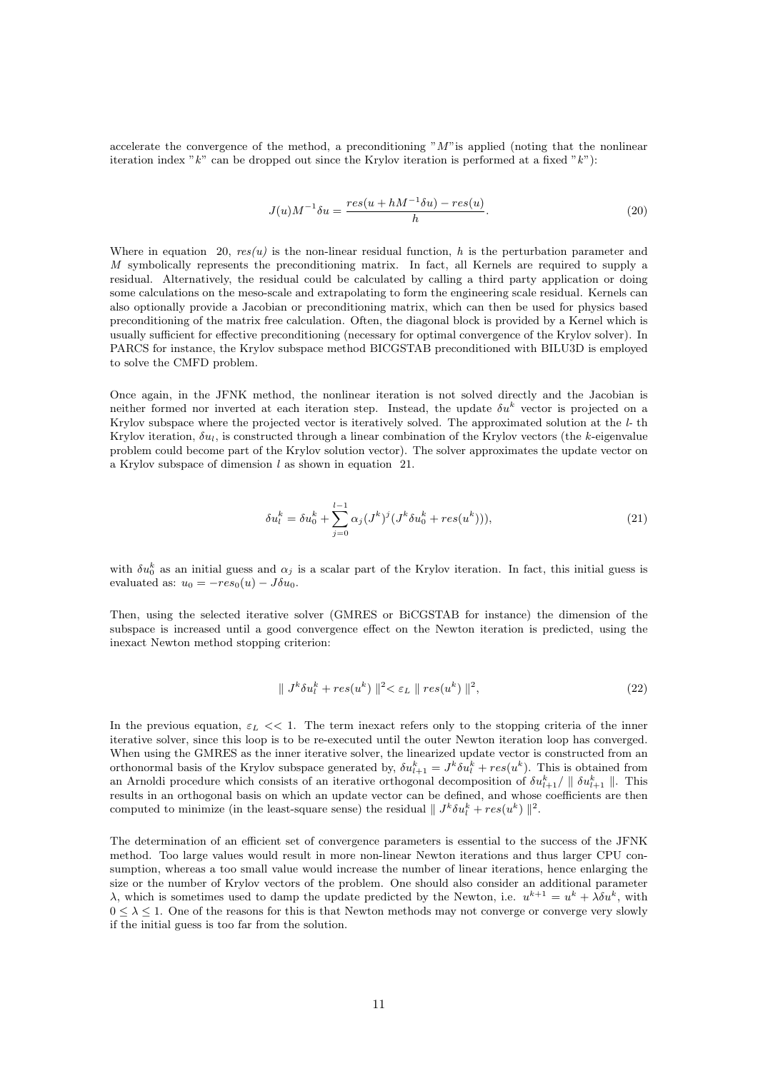accelerate the convergence of the method, a preconditioning "$M$"is applied (noting that the nonlinear iteration index "$k$" can be dropped out since the Krylov iteration is performed at a fixed "$k$"):

$$J(u)M^{-1}\delta u = \frac{res(u + hM^{-1}\delta u) - res(u)}{h}. \tag{20}$$

Where in equation 20, *res(u)* is the non-linear residual function, $h$ is the perturbation parameter and $M$ symbolically represents the preconditioning matrix. In fact, all Kernels are required to supply a residual. Alternatively, the residual could be calculated by calling a third party application or doing some calculations on the meso-scale and extrapolating to form the engineering scale residual. Kernels can also optionally provide a Jacobian or preconditioning matrix, which can then be used for physics based preconditioning of the matrix free calculation. Often, the diagonal block is provided by a Kernel which is usually sufficient for effective preconditioning (necessary for optimal convergence of the Krylov solver). In PARCS for instance, the Krylov subspace method BICGSTAB preconditioned with BILU3D is employed to solve the CMFD problem.

Once again, in the JFNK method, the nonlinear iteration is not solved directly and the Jacobian is neither formed nor inverted at each iteration step. Instead, the update $\delta u^k$ vector is projected on a Krylov subspace where the projected vector is iteratively solved. The approximated solution at the $l$- th Krylov iteration, $\delta u_l$, is constructed through a linear combination of the Krylov vectors (the $k$-eigenvalue problem could become part of the Krylov solution vector). The solver approximates the update vector on a Krylov subspace of dimension $l$ as shown in equation 21.

$$\delta u_l^k = \delta u_0^k + \sum_{j=0}^{l-1} \alpha_j (J^k)^j (J^k \delta u_0^k + res(u^k))), \tag{21}$$

with $\delta u_0^k$ as an initial guess and $\alpha_j$ is a scalar part of the Krylov iteration. In fact, this initial guess is evaluated as: $u_0 = -res_0(u) - J\delta u_0$.

Then, using the selected iterative solver (GMRES or BiCGSTAB for instance) the dimension of the subspace is increased until a good convergence effect on the Newton iteration is predicted, using the inexact Newton method stopping criterion:

$$\parallel J^k \delta u_l^k + res(u^k) \parallel^2 < \varepsilon_L \parallel res(u^k) \parallel^2, \tag{22}$$

In the previous equation, $\varepsilon_L << 1$. The term inexact refers only to the stopping criteria of the inner iterative solver, since this loop is to be re-executed until the outer Newton iteration loop has converged. When using the GMRES as the inner iterative solver, the linearized update vector is constructed from an orthonormal basis of the Krylov subspace generated by, $\delta u_{l+1}^k = J^k \delta u_l^k + res(u^k)$. This is obtained from an Arnoldi procedure which consists of an iterative orthogonal decomposition of $\delta u_{l+1}^k / \parallel \delta u_{l+1}^k \parallel$. This results in an orthogonal basis on which an update vector can be defined, and whose coefficients are then computed to minimize (in the least-square sense) the residual $\parallel J^k \delta u_l^k + res(u^k) \parallel^2$.

The determination of an efficient set of convergence parameters is essential to the success of the JFNK method. Too large values would result in more non-linear Newton iterations and thus larger CPU consumption, whereas a too small value would increase the number of linear iterations, hence enlarging the size or the number of Krylov vectors of the problem. One should also consider an additional parameter $\lambda$, which is sometimes used to damp the update predicted by the Newton, i.e. $u^{k+1} = u^k + \lambda \delta u^k$, with $0 \leq \lambda \leq 1$. One of the reasons for this is that Newton methods may not converge or converge very slowly if the initial guess is too far from the solution.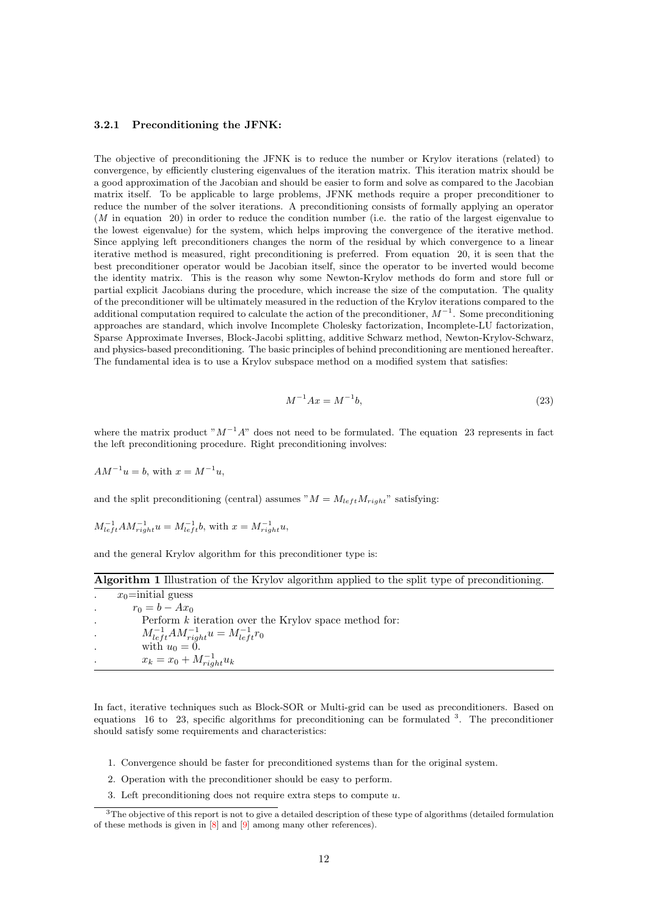### 3.2.1 Preconditioning the JFNK:

The objective of preconditioning the JFNK is to reduce the number or Krylov iterations (related) to convergence, by efficiently clustering eigenvalues of the iteration matrix. This iteration matrix should be a good approximation of the Jacobian and should be easier to form and solve as compared to the Jacobian matrix itself. To be applicable to large problems, JFNK methods require a proper preconditioner to reduce the number of the solver iterations. A preconditioning consists of formally applying an operator ($M$ in equation 20) in order to reduce the condition number (i.e. the ratio of the largest eigenvalue to the lowest eigenvalue) for the system, which helps improving the convergence of the iterative method. Since applying left preconditioners changes the norm of the residual by which convergence to a linear iterative method is measured, right preconditioning is preferred. From equation 20, it is seen that the best preconditioner operator would be Jacobian itself, since the operator to be inverted would become the identity matrix. This is the reason why some Newton-Krylov methods do form and store full or partial explicit Jacobians during the procedure, which increase the size of the computation. The quality of the preconditioner will be ultimately measured in the reduction of the Krylov iterations compared to the additional computation required to calculate the action of the preconditioner, $M^{-1}$. Some preconditioning approaches are standard, which involve Incomplete Cholesky factorization, Incomplete-LU factorization, Sparse Approximate Inverses, Block-Jacobi splitting, additive Schwarz method, Newton-Krylov-Schwarz, and physics-based preconditioning. The basic principles of behind preconditioning are mentioned hereafter. The fundamental idea is to use a Krylov subspace method on a modified system that satisfies:

$$M^{-1}Ax = M^{-1}b, \tag{23}$$

where the matrix product "$M^{-1}A$" does not need to be formulated. The equation 23 represents in fact the left preconditioning procedure. Right preconditioning involves:

$AM^{-1}u = b$, with $x = M^{-1}u$,

and the split preconditioning (central) assumes "$M = M_{left}M_{right}$" satisfying:

$M_{left}^{-1}AM_{right}^{-1}u = M_{left}^{-1}b$, with $x = M_{right}^{-1}u$,

and the general Krylov algorithm for this preconditioner type is:

**Algorithm 1** Illustration of the Krylov algorithm applied to the split type of preconditioning.

- $x_0$=initial guess
  - $r_0 = b - Ax_0$
    - Perform $k$ iteration over the Krylov space method for:
    - $M_{left}^{-1}AM_{right}^{-1}u = M_{left}^{-1}r_0$
    - with $u_0 = 0$.
    - $x_k = x_0 + M_{right}^{-1}u_k$

In fact, iterative techniques such as Block-SOR or Multi-grid can be used as preconditioners. Based on equations 16 to 23, specific algorithms for preconditioning can be formulated [3]. The preconditioner should satisfy some requirements and characteristics:

1. Convergence should be faster for preconditioned systems than for the original system.
2. Operation with the preconditioner should be easy to perform.
3. Left preconditioning does not require extra steps to compute $u$.

[3] The objective of this report is not to give a detailed description of these type of algorithms (detailed formulation of these methods is given in [8] and [9] among many other references).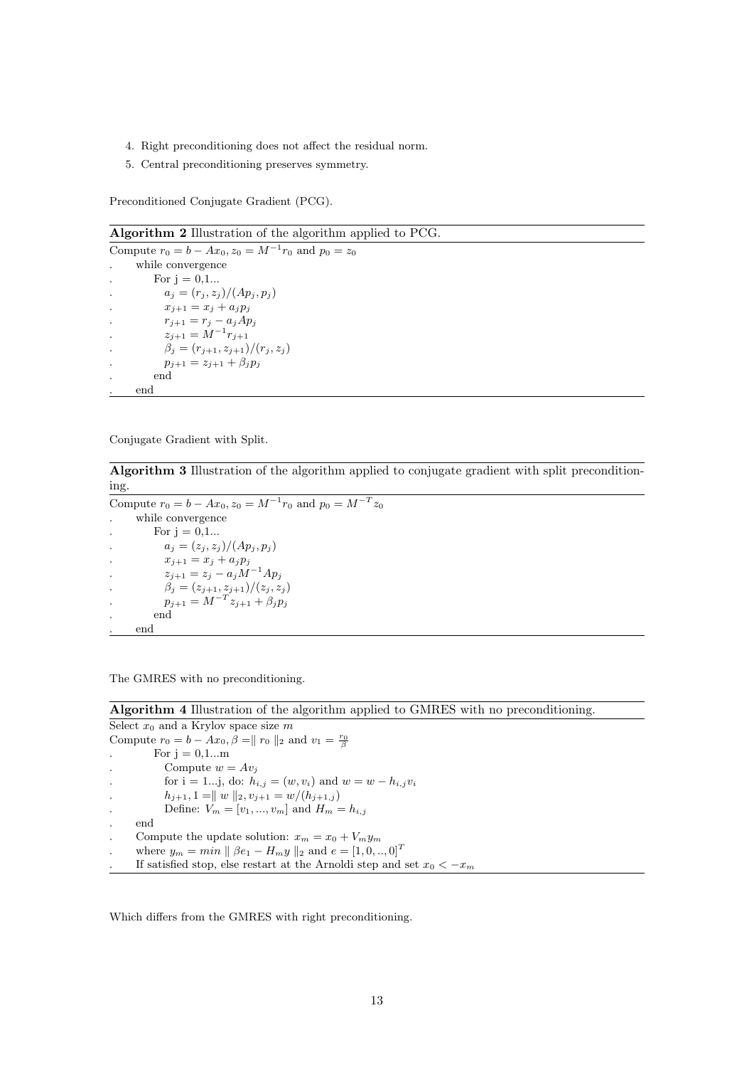4. Right preconditioning does not affect the residual norm.
5. Central preconditioning preserves symmetry.

Preconditioned Conjugate Gradient (PCG).

**Algorithm 2** Illustration of the algorithm applied to PCG.

```
Compute r_0 = b − Ax_0, z_0 = M^{-1} r_0 and p_0 = z_0
.    while convergence
.        For j = 0,1...
.            a_j = (r_j, z_j)/(Ap_j, p_j)
.            x_{j+1} = x_j + a_j p_j
.            r_{j+1} = r_j − a_j Ap_j
.            z_{j+1} = M^{-1} r_{j+1}
.            β_j = (r_{j+1}, z_{j+1})/(r_j, z_j)
.            p_{j+1} = z_{j+1} + β_j p_j
.        end
.    end
```

Conjugate Gradient with Split.

**Algorithm 3** Illustration of the algorithm applied to conjugate gradient with split preconditioning.

```
Compute r_0 = b − Ax_0, z_0 = M^{-1} r_0 and p_0 = M^{-T} z_0
.    while convergence
.        For j = 0,1...
.            a_j = (z_j, z_j)/(Ap_j, p_j)
.            x_{j+1} = x_j + a_j p_j
.            z_{j+1} = z_j − a_j M^{-1} Ap_j
.            β_j = (z_{j+1}, z_{j+1})/(z_j, z_j)
.            p_{j+1} = M^{-T} z_{j+1} + β_j p_j
.        end
.    end
```

The GMRES with no preconditioning.

**Algorithm 4** Illustration of the algorithm applied to GMRES with no preconditioning.

```
Select x_0 and a Krylov space size m
Compute r_0 = b − Ax_0, β = ‖ r_0 ‖_2 and v_1 = r_0/β
.        For j = 0,1...m
.            Compute w = Av_j
.            for i = 1...j, do: h_{i,j} = (w, v_i) and w = w − h_{i,j} v_i
.            h_{j+1}, 1 = ‖ w ‖_2, v_{j+1} = w/(h_{j+1,j})
.            Define: V_m = [v_1, ..., v_m] and H_m = h_{i,j}
.    end
.    Compute the update solution: x_m = x_0 + V_m y_m
.    where y_m = min ‖ βe_1 − H_m y ‖_2 and e = [1, 0, .., 0]^T
.    If satisfied stop, else restart at the Arnoldi step and set x_0 < −x_m
```

Which differs from the GMRES with right preconditioning.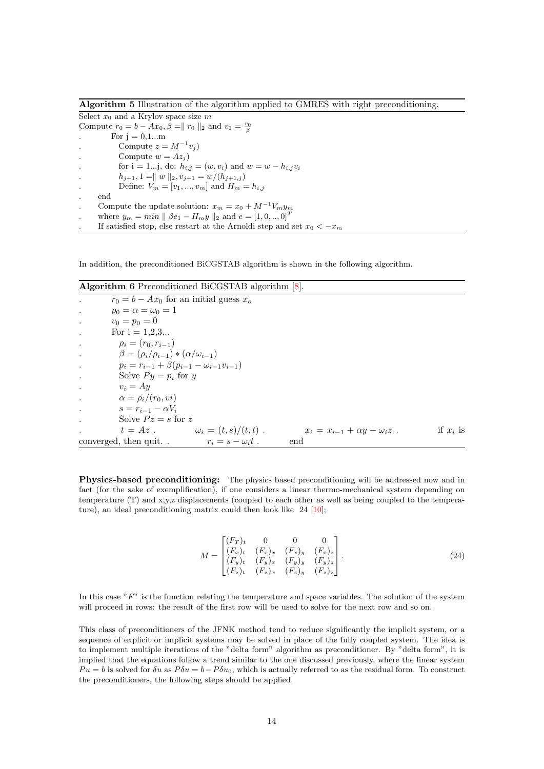**Algorithm 5** Illustration of the algorithm applied to GMRES with right preconditioning.

Select $x_0$ and a Krylov space size $m$
Compute $r_0 = b - Ax_0, \beta = \| r_0 \|_2$ and $v_1 = \frac{r_0}{\beta}$
. For j = 0,1...m
. Compute $z = M^{-1}v_j)$
. Compute $w = Az_j)$
. for i = 1...j, do: $h_{i,j} = (w, v_i)$ and $w = w - h_{i,j}v_i$
. $h_{j+1}, 1 = \| w \|_2, v_{j+1} = w/(h_{j+1,j})$
. Define: $V_m = [v_1, ..., v_m]$ and $H_m = h_{i,j}$
. end
. Compute the update solution: $x_m = x_0 + M^{-1}V_m y_m$
. where $y_m = min \| \beta e_1 - H_m y \|_2$ and $e = [1, 0, .., 0]^T$
. If satisfied stop, else restart at the Arnoldi step and set $x_0 < -x_m$

In addition, the preconditioned BiCGSTAB algorithm is shown in the following algorithm.

**Algorithm 6** Preconditioned BiCGSTAB algorithm [8].

. $r_0 = b - Ax_0$ for an initial guess $x_o$
. $\rho_0 = \alpha = \omega_0 = 1$
. $v_0 = p_0 = 0$
. For i = 1,2,3...
. $\rho_i = (r_0, r_{i-1})$
. $\beta = (\rho_i/\rho_{i-1}) * (\alpha/\omega_{i-1})$
. $p_i = r_{i-1} + \beta(p_{i-1} - \omega_{i-1}v_{i-1})$
. Solve $Py = p_i$ for $y$
. $v_i = Ay$
. $\alpha = \rho_i/(r_0, vi)$
. $s = r_{i-1} - \alpha V_i$
. Solve $Pz = s$ for $z$
. $t = Az$ . $\omega_i = (t, s)/(t, t)$ . $x_i = x_{i-1} + \alpha y + \omega_i z$ . if $x_i$ is converged, then quit. . $r_i = s - \omega_i t$ . end

**Physics-based preconditioning:** The physics based preconditioning will be addressed now and in fact (for the sake of exemplification), if one considers a linear thermo-mechanical system depending on temperature (T) and x,y,z displacements (coupled to each other as well as being coupled to the temperature), an ideal preconditioning matrix could then look like 24 [10];

$$M = \begin{bmatrix} (F_T)_t & 0 & 0 & 0 \\ (F_x)_t & (F_x)_x & (F_x)_y & (F_x)_z \\ (F_y)_t & (F_y)_x & (F_y)_y & (F_y)_z \\ (F_z)_t & (F_z)_x & (F_z)_y & (F_z)_z \end{bmatrix}. \tag{24}$$

In this case "$F$" is the function relating the temperature and space variables. The solution of the system will proceed in rows: the result of the first row will be used to solve for the next row and so on.

This class of preconditioners of the JFNK method tend to reduce significantly the implicit system, or a sequence of explicit or implicit systems may be solved in place of the fully coupled system. The idea is to implement multiple iterations of the "delta form" algorithm as preconditioner. By "delta form", it is implied that the equations follow a trend similar to the one discussed previously, where the linear system $Pu = b$ is solved for $\delta u$ as $P\delta u = b - P\delta u_0$, which is actually referred to as the residual form. To construct the preconditioners, the following steps should be applied.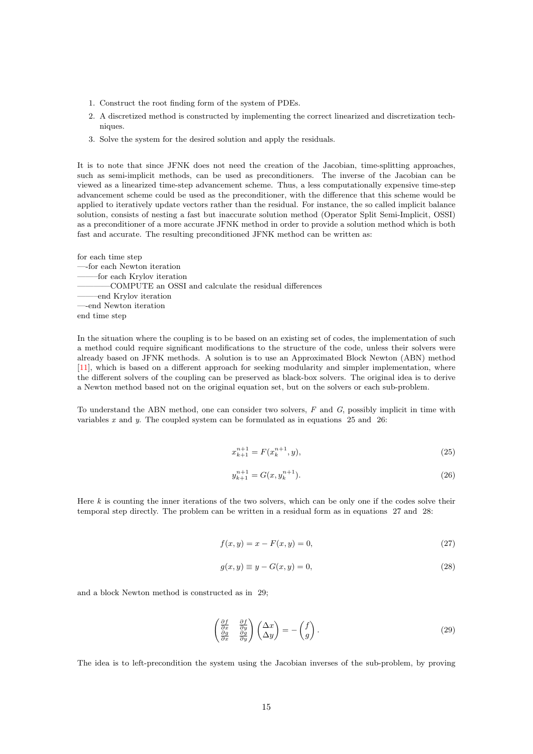1. Construct the root finding form of the system of PDEs.
2. A discretized method is constructed by implementing the correct linearized and discretization techniques.
3. Solve the system for the desired solution and apply the residuals.

It is to note that since JFNK does not need the creation of the Jacobian, time-splitting approaches, such as semi-implicit methods, can be used as preconditioners. The inverse of the Jacobian can be viewed as a linearized time-step advancement scheme. Thus, a less computationally expensive time-step advancement scheme could be used as the preconditioner, with the difference that this scheme would be applied to iteratively update vectors rather than the residual. For instance, the so called implicit balance solution, consists of nesting a fast but inaccurate solution method (Operator Split Semi-Implicit, OSSI) as a preconditioner of a more accurate JFNK method in order to provide a solution method which is both fast and accurate. The resulting preconditioned JFNK method can be written as:

for each time step
—-for each Newton iteration
——–for each Krylov iteration
————COMPUTE an OSSI and calculate the residual differences
——–end Krylov iteration
—-end Newton iteration
end time step

In the situation where the coupling is to be based on an existing set of codes, the implementation of such a method could require significant modifications to the structure of the code, unless their solvers were already based on JFNK methods. A solution is to use an Approximated Block Newton (ABN) method [11], which is based on a different approach for seeking modularity and simpler implementation, where the different solvers of the coupling can be preserved as black-box solvers. The original idea is to derive a Newton method based not on the original equation set, but on the solvers or each sub-problem.

To understand the ABN method, one can consider two solvers, $F$ and $G$, possibly implicit in time with variables $x$ and $y$. The coupled system can be formulated as in equations 25 and 26:

$$x_{k+1}^{n+1} = F(x_k^{n+1}, y), \tag{25}$$

$$y_{k+1}^{n+1} = G(x, y_k^{n+1}). \tag{26}$$

Here $k$ is counting the inner iterations of the two solvers, which can be only one if the codes solve their temporal step directly. The problem can be written in a residual form as in equations 27 and 28:

$$f(x, y) = x - F(x, y) = 0, \tag{27}$$

$$g(x, y) \equiv y - G(x, y) = 0, \tag{28}$$

and a block Newton method is constructed as in 29;

$$\begin{pmatrix} \frac{\partial f}{\partial x} & \frac{\partial f}{\partial y} \\ \frac{\partial g}{\partial x} & \frac{\partial g}{\partial y} \end{pmatrix} \begin{pmatrix} \Delta x \\ \Delta y \end{pmatrix} = - \begin{pmatrix} f \\ g \end{pmatrix}. \tag{29}$$

The idea is to left-precondition the system using the Jacobian inverses of the sub-problem, by proving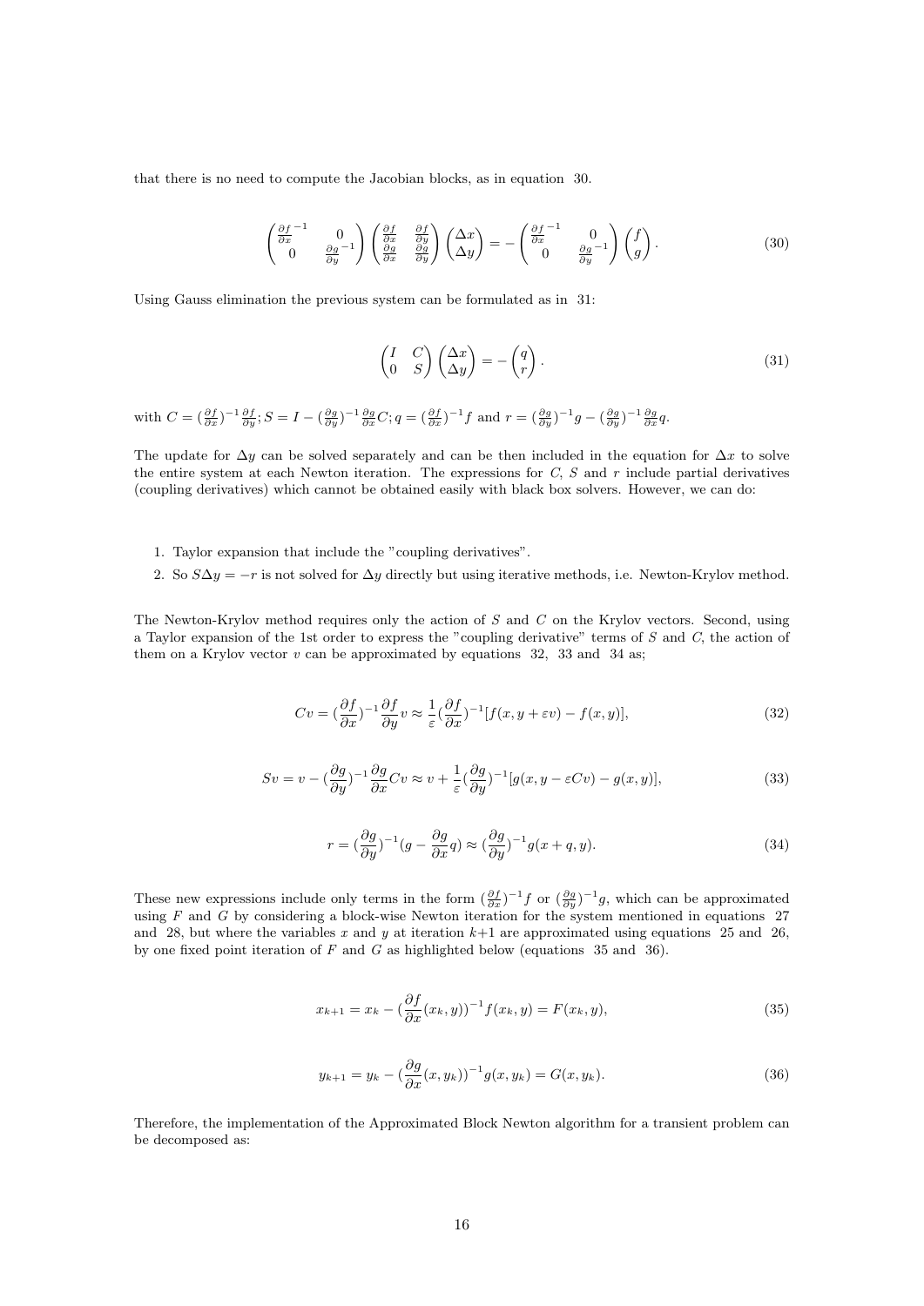that there is no need to compute the Jacobian blocks, as in equation 30.

$$\begin{pmatrix} \frac{\partial f}{\partial x}^{-1} & 0 \\ 0 & \frac{\partial g}{\partial y}^{-1} \end{pmatrix} \begin{pmatrix} \frac{\partial f}{\partial x} & \frac{\partial f}{\partial y} \\ \frac{\partial g}{\partial x} & \frac{\partial g}{\partial y} \end{pmatrix} \begin{pmatrix} \Delta x \\ \Delta y \end{pmatrix} = - \begin{pmatrix} \frac{\partial f}{\partial x}^{-1} & 0 \\ 0 & \frac{\partial g}{\partial y}^{-1} \end{pmatrix} \begin{pmatrix} f \\ g \end{pmatrix}. \tag{30}$$

Using Gauss elimination the previous system can be formulated as in 31:

$$\begin{pmatrix} I & C \\ 0 & S \end{pmatrix} \begin{pmatrix} \Delta x \\ \Delta y \end{pmatrix} = - \begin{pmatrix} q \\ r \end{pmatrix}. \tag{31}$$

with $C = (\frac{\partial f}{\partial x})^{-1} \frac{\partial f}{\partial y}$; $S = I - (\frac{\partial g}{\partial y})^{-1} \frac{\partial g}{\partial x} C$; $q = (\frac{\partial f}{\partial x})^{-1} f$ and $r = (\frac{\partial g}{\partial y})^{-1} g - (\frac{\partial g}{\partial y})^{-1} \frac{\partial g}{\partial x} q$.

The update for $\Delta y$ can be solved separately and can be then included in the equation for $\Delta x$ to solve the entire system at each Newton iteration. The expressions for $C$, $S$ and $r$ include partial derivatives (coupling derivatives) which cannot be obtained easily with black box solvers. However, we can do:

1. Taylor expansion that include the "coupling derivatives".
2. So $S\Delta y = -r$ is not solved for $\Delta y$ directly but using iterative methods, i.e. Newton-Krylov method.

The Newton-Krylov method requires only the action of $S$ and $C$ on the Krylov vectors. Second, using a Taylor expansion of the 1st order to express the "coupling derivative" terms of $S$ and $C$, the action of them on a Krylov vector $v$ can be approximated by equations 32, 33 and 34 as;

$$Cv = (\frac{\partial f}{\partial x})^{-1} \frac{\partial f}{\partial y} v \approx \frac{1}{\varepsilon} (\frac{\partial f}{\partial x})^{-1} [f(x, y + \varepsilon v) - f(x, y)], \tag{32}$$

$$Sv = v - (\frac{\partial g}{\partial y})^{-1} \frac{\partial g}{\partial x} Cv \approx v + \frac{1}{\varepsilon} (\frac{\partial g}{\partial y})^{-1} [g(x, y - \varepsilon Cv) - g(x, y)], \tag{33}$$

$$r = (\frac{\partial g}{\partial y})^{-1} (g - \frac{\partial g}{\partial x} q) \approx (\frac{\partial g}{\partial y})^{-1} g(x + q, y). \tag{34}$$

These new expressions include only terms in the form $(\frac{\partial f}{\partial x})^{-1} f$ or $(\frac{\partial g}{\partial y})^{-1} g$, which can be approximated using $F$ and $G$ by considering a block-wise Newton iteration for the system mentioned in equations 27 and 28, but where the variables $x$ and $y$ at iteration $k+1$ are approximated using equations 25 and 26, by one fixed point iteration of $F$ and $G$ as highlighted below (equations 35 and 36).

$$x_{k+1} = x_k - (\frac{\partial f}{\partial x}(x_k, y))^{-1} f(x_k, y) = F(x_k, y), \tag{35}$$

$$y_{k+1} = y_k - (\frac{\partial g}{\partial x}(x, y_k))^{-1} g(x, y_k) = G(x, y_k). \tag{36}$$

Therefore, the implementation of the Approximated Block Newton algorithm for a transient problem can be decomposed as: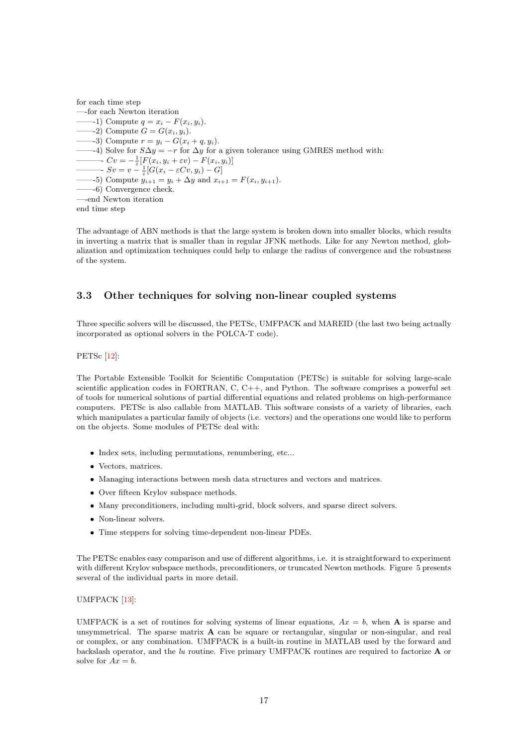for each time step
—-for each Newton iteration
——-1) Compute $q = x_i - F(x_i, y_i)$.
——-2) Compute $G = G(x_i, y_i)$.
——-3) Compute $r = y_i - G(x_i + q, y_i)$.
——-4) Solve for $S\Delta y = -r$ for $\Delta y$ for a given tolerance using GMRES method with:
———- $Cv = -\frac{1}{\varepsilon}[F(x_i, y_i + \varepsilon v) - F(x_i, y_i)]$
———- $Sv = v - \frac{1}{\varepsilon}[G(x_i - \varepsilon Cv, y_i) - G]$
——-5) Compute $y_{i+1} = y_i + \Delta y$ and $x_{i+1} = F(x_i, y_{i+1})$.
——-6) Convergence check.
—-end Newton iteration
end time step

The advantage of ABN methods is that the large system is broken down into smaller blocks, which results in inverting a matrix that is smaller than in regular JFNK methods. Like for any Newton method, globalization and optimization techniques could help to enlarge the radius of convergence and the robustness of the system.

### 3.3 Other techniques for solving non-linear coupled systems

Three specific solvers will be discussed, the PETSc, UMFPACK and MAREID (the last two being actually incorporated as optional solvers in the POLCA-T code).

PETSc [12]:

The Portable Extensible Toolkit for Scientific Computation (PETSc) is suitable for solving large-scale scientific application codes in FORTRAN, C, C++, and Python. The software comprises a powerful set of tools for numerical solutions of partial differential equations and related problems on high-performance computers. PETSc is also callable from MATLAB. This software consists of a variety of libraries, each which manipulates a particular family of objects (i.e. vectors) and the operations one would like to perform on the objects. Some modules of PETSc deal with:

- Index sets, including permutations, renumbering, etc...
- Vectors, matrices.
- Managing interactions between mesh data structures and vectors and matrices.
- Over fifteen Krylov subspace methods.
- Many preconditioners, including multi-grid, block solvers, and sparse direct solvers.
- Non-linear solvers.
- Time steppers for solving time-dependent non-linear PDEs.

The PETSc enables easy comparison and use of different algorithms, i.e. it is straightforward to experiment with different Krylov subspace methods, preconditioners, or truncated Newton methods. Figure 5 presents several of the individual parts in more detail.

UMFPACK [13]:

UMFPACK is a set of routines for solving systems of linear equations, $Ax = b$, when $\mathbf{A}$ is sparse and unsymmetrical. The sparse matrix $\mathbf{A}$ can be square or rectangular, singular or non-singular, and real or complex, or any combination. UMFPACK is a built-in routine in MATLAB used by the forward and backslash operator, and the *lu* routine. Five primary UMFPACK routines are required to factorize $\mathbf{A}$ or solve for $Ax = b$.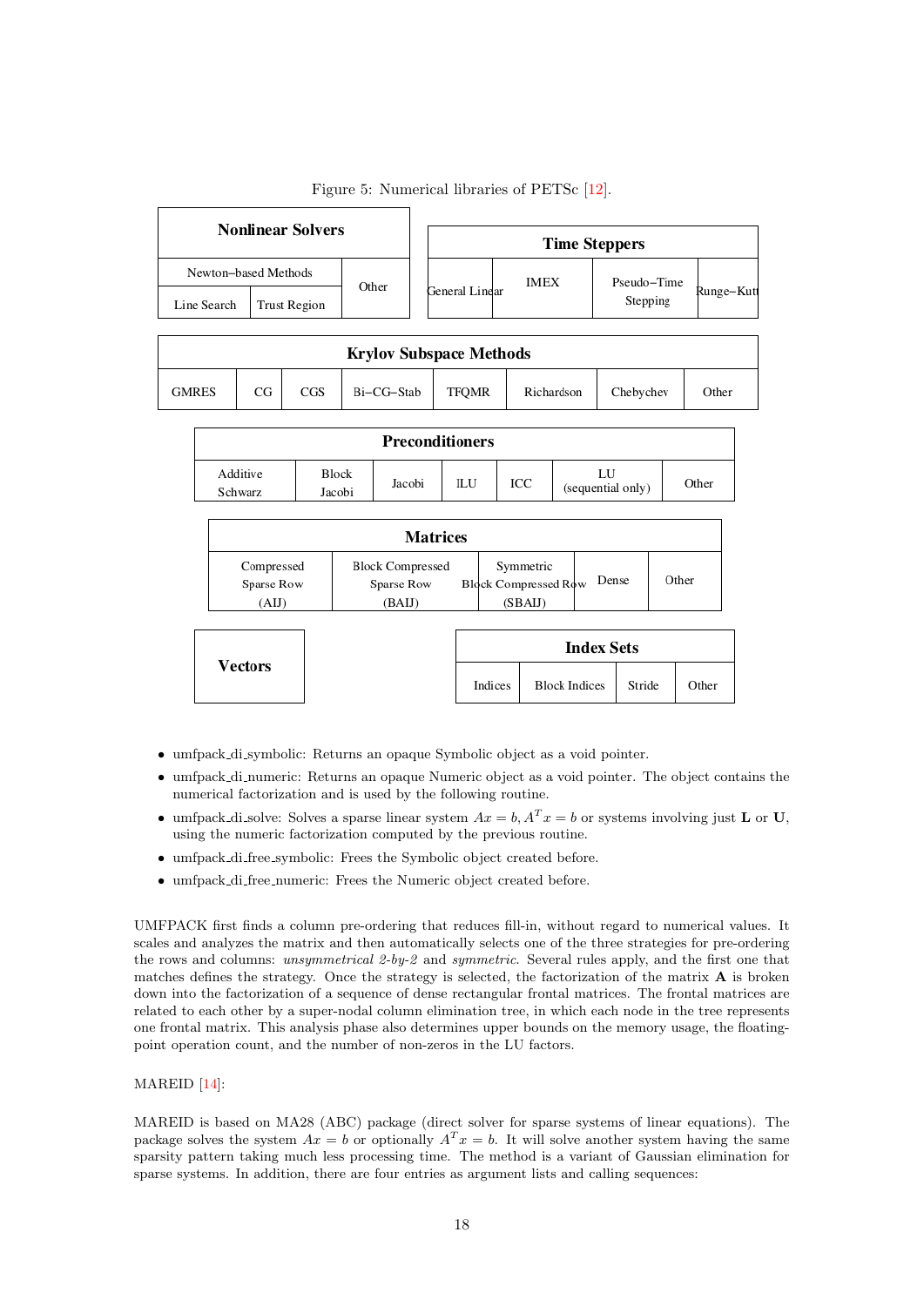Figure 5: Numerical libraries of PETSc [12].

| Nonlinear Solvers | | |
|---|---|---|
| Newton–based Methods | | Other |
| Line Search | Trust Region | |

| Time Steppers | | | |
|---|---|---|---|
| General Linear | IMEX | Pseudo–Time Stepping | Runge–Kutt |

| Krylov Subspace Methods | | | | | | | |
|---|---|---|---|---|---|---|---|
| GMRES | CG | CGS | Bi–CG–Stab | TFQMR | Richardson | Chebychev | Other |

| Preconditioners | | | | | | |
|---|---|---|---|---|---|---|
| Additive Schwarz | Block Jacobi | Jacobi | ILU | ICC | LU (sequential only) | Other |

| Matrices | | | | |
|---|---|---|---|---|
| Compressed Sparse Row (AIJ) | Block Compressed Sparse Row (BAIJ) | Symmetric Block Compressed Row (SBAIJ) | Dense | Other |

| Vectors |
|---|

| Index Sets | | | |
|---|---|---|---|
| Indices | Block Indices | Stride | Other |

- umfpack_di_symbolic: Returns an opaque Symbolic object as a void pointer.
- umfpack_di_numeric: Returns an opaque Numeric object as a void pointer. The object contains the numerical factorization and is used by the following routine.
- umfpack_di_solve: Solves a sparse linear system $Ax = b, A^T x = b$ or systems involving just **L** or **U**, using the numeric factorization computed by the previous routine.
- umfpack_di_free_symbolic: Frees the Symbolic object created before.
- umfpack_di_free_numeric: Frees the Numeric object created before.

UMFPACK first finds a column pre-ordering that reduces fill-in, without regard to numerical values. It scales and analyzes the matrix and then automatically selects one of the three strategies for pre-ordering the rows and columns: *unsymmetrical 2-by-2* and *symmetric*. Several rules apply, and the first one that matches defines the strategy. Once the strategy is selected, the factorization of the matrix **A** is broken down into the factorization of a sequence of dense rectangular frontal matrices. The frontal matrices are related to each other by a super-nodal column elimination tree, in which each node in the tree represents one frontal matrix. This analysis phase also determines upper bounds on the memory usage, the floating-point operation count, and the number of non-zeros in the LU factors.

MAREID [14]:

MAREID is based on MA28 (ABC) package (direct solver for sparse systems of linear equations). The package solves the system $Ax = b$ or optionally $A^T x = b$. It will solve another system having the same sparsity pattern taking much less processing time. The method is a variant of Gaussian elimination for sparse systems. In addition, there are four entries as argument lists and calling sequences: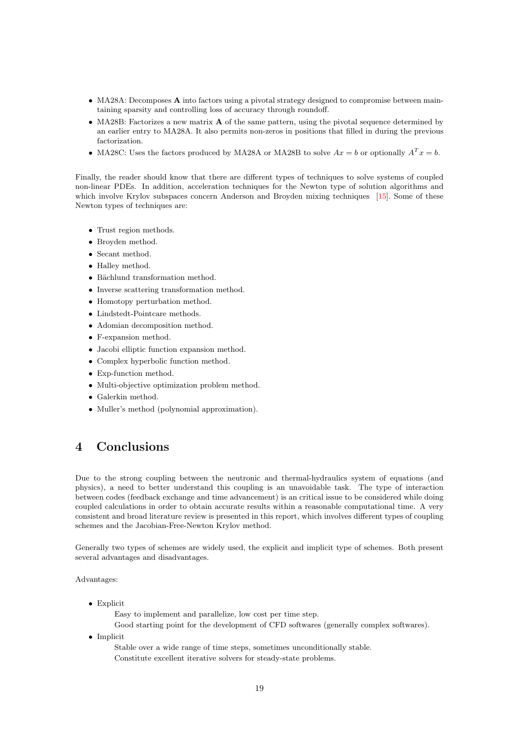- MA28A: Decomposes **A** into factors using a pivotal strategy designed to compromise between maintaining sparsity and controlling loss of accuracy through roundoff.
- MA28B: Factorizes a new matrix **A** of the same pattern, using the pivotal sequence determined by an earlier entry to MA28A. It also permits non-zeros in positions that filled in during the previous factorization.
- MA28C: Uses the factors produced by MA28A or MA28B to solve $Ax = b$ or optionally $A^T x = b$.

Finally, the reader should know that there are different types of techniques to solve systems of coupled non-linear PDEs. In addition, acceleration techniques for the Newton type of solution algorithms and which involve Krylov subspaces concern Anderson and Broyden mixing techniques [15]. Some of these Newton types of techniques are:

- Trust region methods.
- Broyden method.
- Secant method.
- Halley method.
- Bächlund transformation method.
- Inverse scattering transformation method.
- Homotopy perturbation method.
- Lindstedt-Pointcare methods.
- Adomian decomposition method.
- F-expansion method.
- Jacobi elliptic function expansion method.
- Complex hyperbolic function method.
- Exp-function method.
- Multi-objective optimization problem method.
- Galerkin method.
- Muller's method (polynomial approximation).

# 4 Conclusions

Due to the strong coupling between the neutronic and thermal-hydraulics system of equations (and physics), a need to better understand this coupling is an unavoidable task. The type of interaction between codes (feedback exchange and time advancement) is an critical issue to be considered while doing coupled calculations in order to obtain accurate results within a reasonable computational time. A very consistent and broad literature review is presented in this report, which involves different types of coupling schemes and the Jacobian-Free-Newton Krylov method.

Generally two types of schemes are widely used, the explicit and implicit type of schemes. Both present several advantages and disadvantages.

Advantages:

- Explicit
  - Easy to implement and parallelize, low cost per time step.
  - Good starting point for the development of CFD softwares (generally complex softwares).
- Implicit
  - Stable over a wide range of time steps, sometimes unconditionally stable.
  - Constitute excellent iterative solvers for steady-state problems.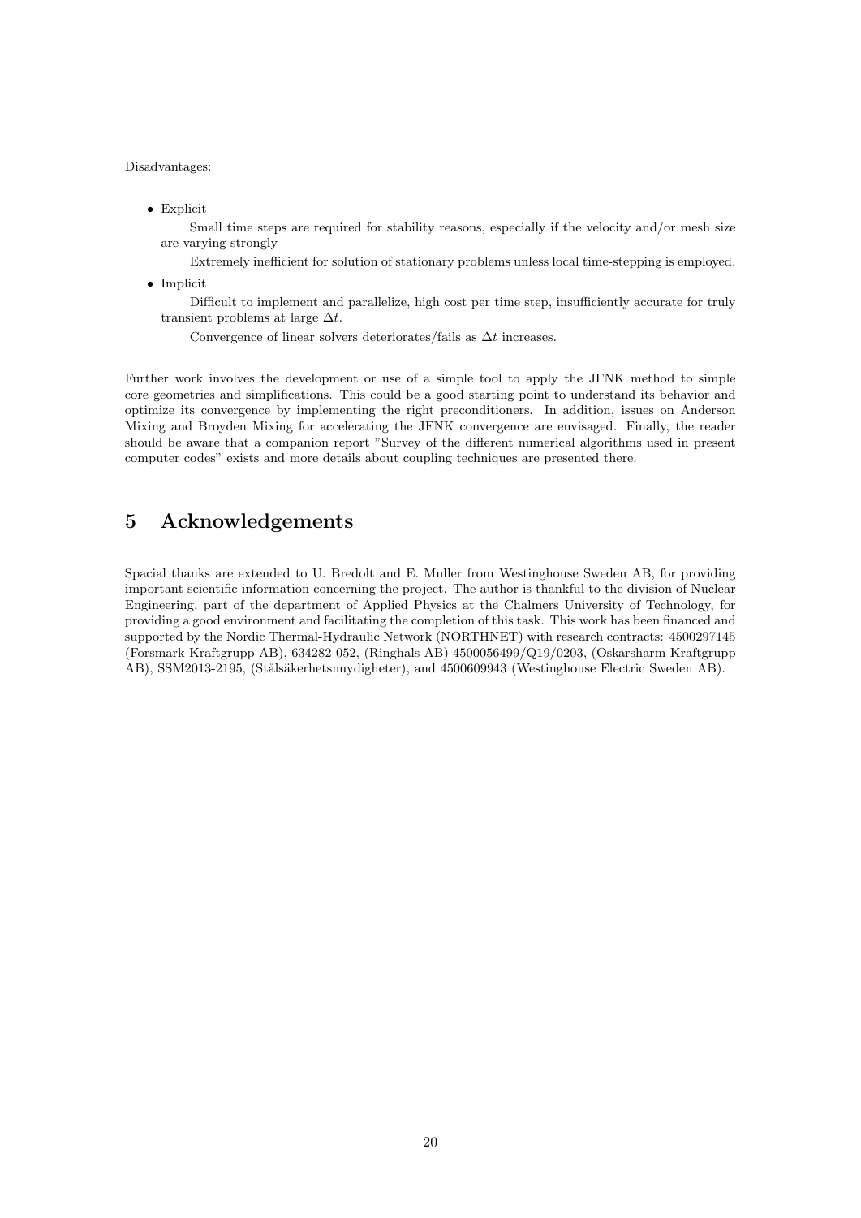Disadvantages:

- Explicit

  Small time steps are required for stability reasons, especially if the velocity and/or mesh size are varying strongly

  Extremely inefficient for solution of stationary problems unless local time-stepping is employed.

- Implicit

  Difficult to implement and parallelize, high cost per time step, insufficiently accurate for truly transient problems at large $\Delta t$.

  Convergence of linear solvers deteriorates/fails as $\Delta t$ increases.

Further work involves the development or use of a simple tool to apply the JFNK method to simple core geometries and simplifications. This could be a good starting point to understand its behavior and optimize its convergence by implementing the right preconditioners. In addition, issues on Anderson Mixing and Broyden Mixing for accelerating the JFNK convergence are envisaged. Finally, the reader should be aware that a companion report "Survey of the different numerical algorithms used in present computer codes" exists and more details about coupling techniques are presented there.

# 5 Acknowledgements

Spacial thanks are extended to U. Bredolt and E. Muller from Westinghouse Sweden AB, for providing important scientific information concerning the project. The author is thankful to the division of Nuclear Engineering, part of the department of Applied Physics at the Chalmers University of Technology, for providing a good environment and facilitating the completion of this task. This work has been financed and supported by the Nordic Thermal-Hydraulic Network (NORTHNET) with research contracts: 4500297145 (Forsmark Kraftgrupp AB), 634282-052, (Ringhals AB) 4500056499/Q19/0203, (Oskarsharm Kraftgrupp AB), SSM2013-2195, (Stålsäkerhetsnuydigheter), and 4500609943 (Westinghouse Electric Sweden AB).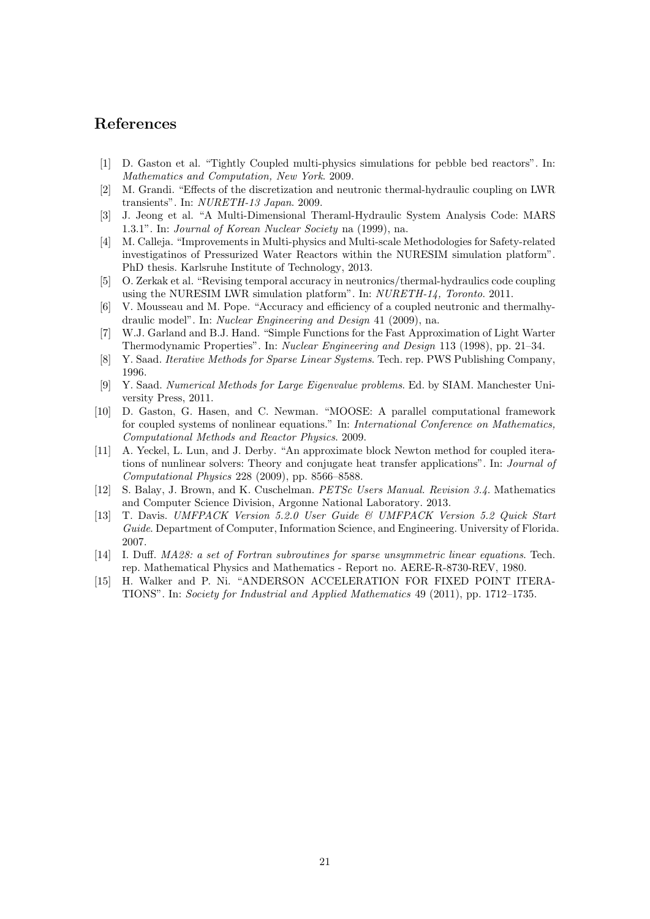## References

[1] D. Gaston et al. "Tightly Coupled multi-physics simulations for pebble bed reactors". In: *Mathematics and Computation, New York*. 2009.

[2] M. Grandi. "Effects of the discretization and neutronic thermal-hydraulic coupling on LWR transients". In: *NURETH-13 Japan*. 2009.

[3] J. Jeong et al. "A Multi-Dimensional Theraml-Hydraulic System Analysis Code: MARS 1.3.1". In: *Journal of Korean Nuclear Society* na (1999), na.

[4] M. Calleja. "Improvements in Multi-physics and Multi-scale Methodologies for Safety-related investigatinos of Pressurized Water Reactors within the NURESIM simulation platform". PhD thesis. Karlsruhe Institute of Technology, 2013.

[5] O. Zerkak et al. "Revising temporal accuracy in neutronics/thermal-hydraulics code coupling using the NURESIM LWR simulation platform". In: *NURETH-14, Toronto*. 2011.

[6] V. Mousseau and M. Pope. "Accuracy and efficiency of a coupled neutronic and thermalhydraulic model". In: *Nuclear Engineering and Design* 41 (2009), na.

[7] W.J. Garland and B.J. Hand. "Simple Functions for the Fast Approximation of Light Warter Thermodynamic Properties". In: *Nuclear Engineering and Design* 113 (1998), pp. 21–34.

[8] Y. Saad. *Iterative Methods for Sparse Linear Systems*. Tech. rep. PWS Publishing Company, 1996.

[9] Y. Saad. *Numerical Methods for Large Eigenvalue problems*. Ed. by SIAM. Manchester University Press, 2011.

[10] D. Gaston, G. Hasen, and C. Newman. "MOOSE: A parallel computational framework for coupled systems of nonlinear equations." In: *International Conference on Mathematics, Computational Methods and Reactor Physics*. 2009.

[11] A. Yeckel, L. Lun, and J. Derby. "An approximate block Newton method for coupled iterations of nunlinear solvers: Theory and conjugate heat transfer applications". In: *Journal of Computational Physics* 228 (2009), pp. 8566–8588.

[12] S. Balay, J. Brown, and K. Cuschelman. *PETSc Users Manual. Revision 3.4*. Mathematics and Computer Science Division, Argonne National Laboratory. 2013.

[13] T. Davis. *UMFPACK Version 5.2.0 User Guide & UMFPACK Version 5.2 Quick Start Guide*. Department of Computer, Information Science, and Engineering. University of Florida. 2007.

[14] I. Duff. *MA28: a set of Fortran subroutines for sparse unsymmetric linear equations*. Tech. rep. Mathematical Physics and Mathematics - Report no. AERE-R-8730-REV, 1980.

[15] H. Walker and P. Ni. "ANDERSON ACCELERATION FOR FIXED POINT ITERATIONS". In: *Society for Industrial and Applied Mathematics* 49 (2011), pp. 1712–1735.